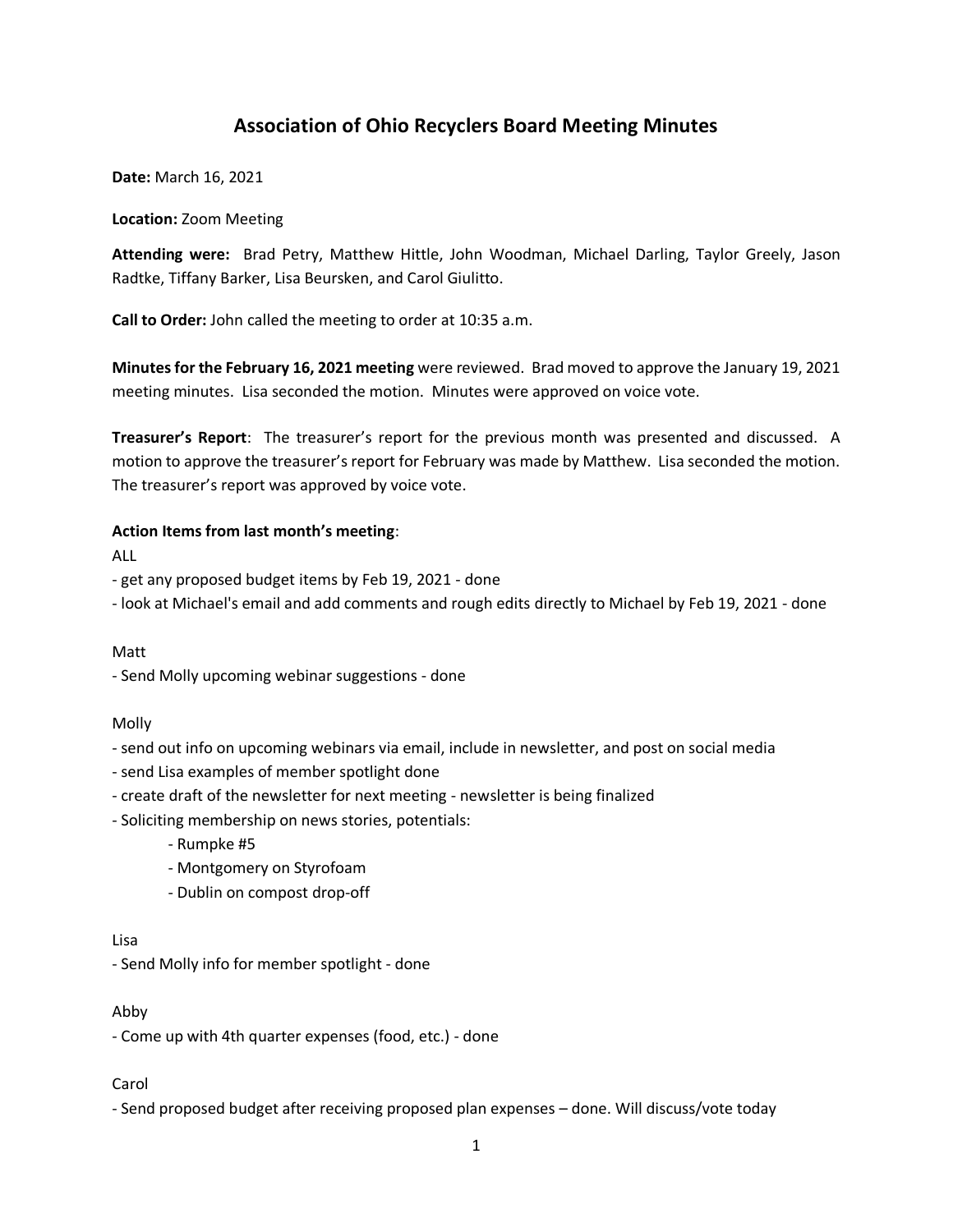# Association of Ohio Recyclers Board Meeting Minutes

**Date:** March 16, 2021

**Location:** Zoom Meeting

**Attending were:** Brad Petry, Matthew Hittle, John Woodman, Michael Darling, Taylor Greely, Jason Radtke, Tiffany Barker, Lisa Beursken, and Carol Giulitto.

**Call to Order:** John called the meeting to order at 10:35 a.m.

**Minutes for the February 16, 2021 meeting** were reviewed. Brad moved to approve the January 19, 2021 meeting minutes. Lisa seconded the motion. Minutes were approved on voice vote.

**Treasurer's Report**: The treasurer's report for the previous month was presented and discussed. A motion to approve the treasurer's report for February was made by Matthew. Lisa seconded the motion. The treasurer's report was approved by voice vote.

**Action Items from last month's meeting**:

ALL

- get any proposed budget items by Feb 19, 2021 - done
- look at Michael's email and add comments and rough edits directly to Michael by Feb 19, 2021 - done

Matt

- Send Molly upcoming webinar suggestions - done

Molly

- send out info on upcoming webinars via email, include in newsletter, and post on social media
- send Lisa examples of member spotlight done
- create draft of the newsletter for next meeting - newsletter is being finalized
- Soliciting membership on news stories, potentials:
    - Rumpke #5
    - Montgomery on Styrofoam
    - Dublin on compost drop-off

Lisa

- Send Molly info for member spotlight - done

Abby

- Come up with 4th quarter expenses (food, etc.) - done

Carol

- Send proposed budget after receiving proposed plan expenses – done. Will discuss/vote today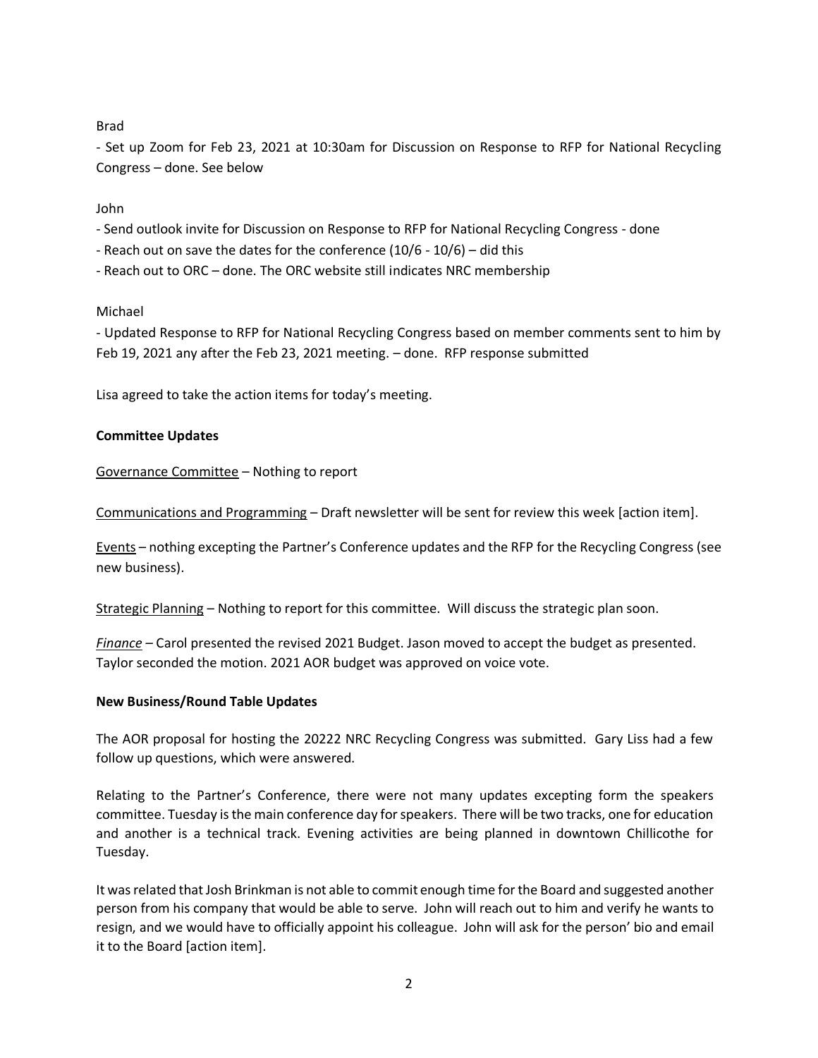Brad

- Set up Zoom for Feb 23, 2021 at 10:30am for Discussion on Response to RFP for National Recycling Congress – done. See below

John

- Send outlook invite for Discussion on Response to RFP for National Recycling Congress - done
- Reach out on save the dates for the conference (10/6 - 10/6) – did this
- Reach out to ORC – done. The ORC website still indicates NRC membership

Michael

- Updated Response to RFP for National Recycling Congress based on member comments sent to him by Feb 19, 2021 any after the Feb 23, 2021 meeting. – done. RFP response submitted

Lisa agreed to take the action items for today's meeting.

**Committee Updates**

Governance Committee – Nothing to report

Communications and Programming – Draft newsletter will be sent for review this week [action item].

Events – nothing excepting the Partner's Conference updates and the RFP for the Recycling Congress (see new business).

Strategic Planning – Nothing to report for this committee. Will discuss the strategic plan soon.

*Finance* – Carol presented the revised 2021 Budget. Jason moved to accept the budget as presented. Taylor seconded the motion. 2021 AOR budget was approved on voice vote.

**New Business/Round Table Updates**

The AOR proposal for hosting the 20222 NRC Recycling Congress was submitted. Gary Liss had a few follow up questions, which were answered.

Relating to the Partner's Conference, there were not many updates excepting form the speakers committee. Tuesday is the main conference day for speakers. There will be two tracks, one for education and another is a technical track. Evening activities are being planned in downtown Chillicothe for Tuesday.

It was related that Josh Brinkman is not able to commit enough time for the Board and suggested another person from his company that would be able to serve. John will reach out to him and verify he wants to resign, and we would have to officially appoint his colleague. John will ask for the person' bio and email it to the Board [action item].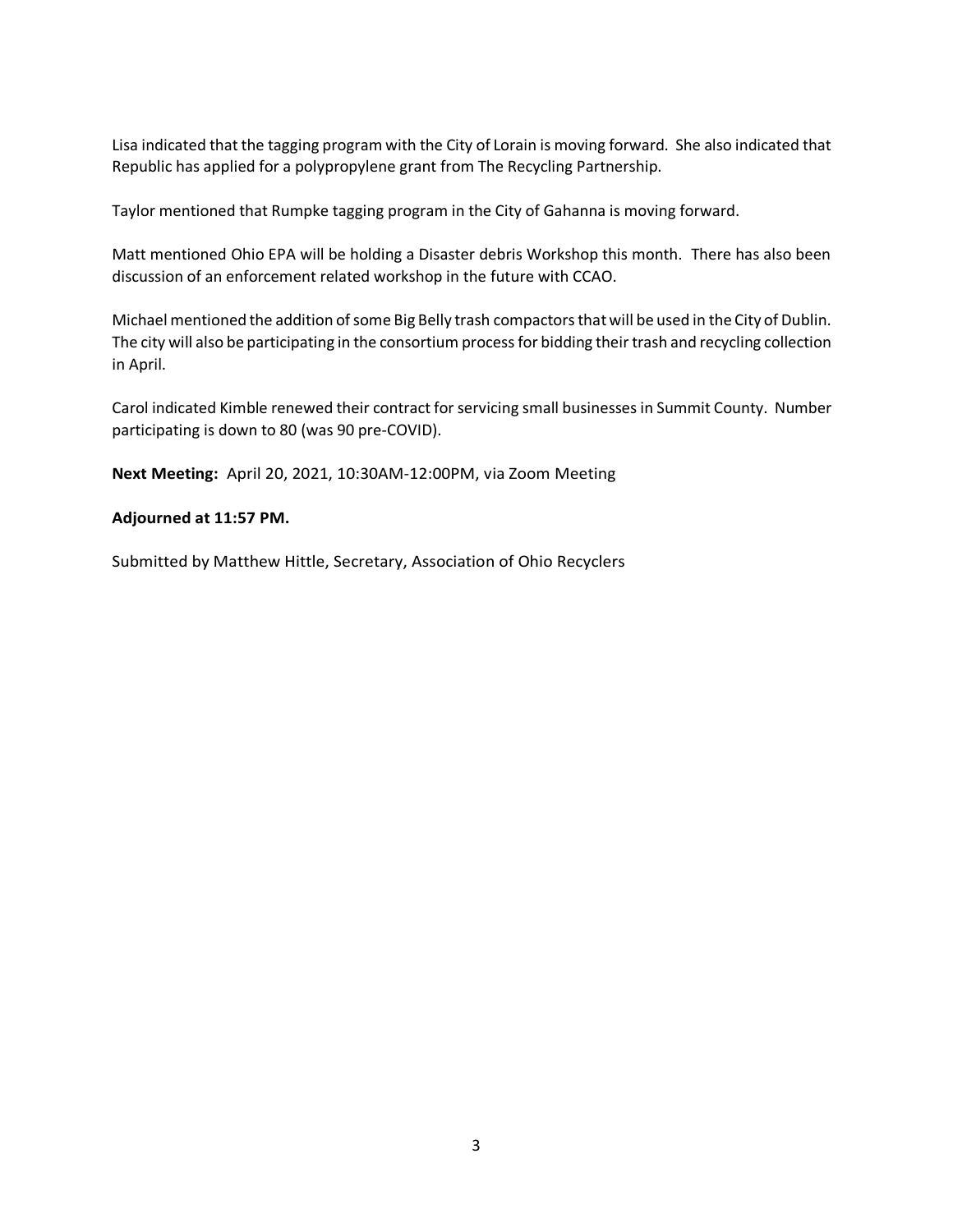Lisa indicated that the tagging program with the City of Lorain is moving forward. She also indicated that Republic has applied for a polypropylene grant from The Recycling Partnership.

Taylor mentioned that Rumpke tagging program in the City of Gahanna is moving forward.

Matt mentioned Ohio EPA will be holding a Disaster debris Workshop this month. There has also been discussion of an enforcement related workshop in the future with CCAO.

Michael mentioned the addition of some Big Belly trash compactors that will be used in the City of Dublin. The city will also be participating in the consortium process for bidding their trash and recycling collection in April.

Carol indicated Kimble renewed their contract for servicing small businesses in Summit County. Number participating is down to 80 (was 90 pre-COVID).

**Next Meeting:** April 20, 2021, 10:30AM-12:00PM, via Zoom Meeting

**Adjourned at 11:57 PM.**

Submitted by Matthew Hittle, Secretary, Association of Ohio Recyclers